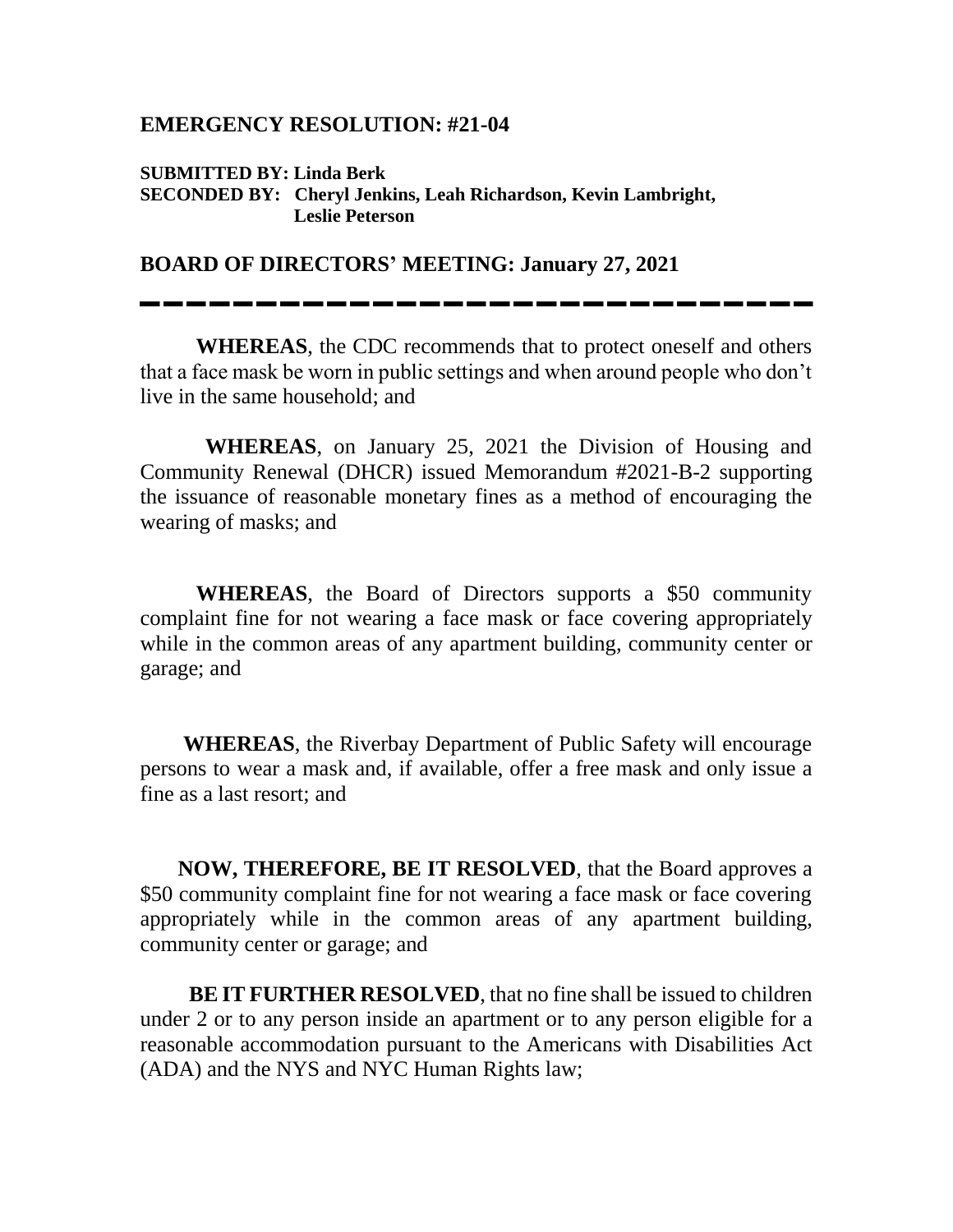## EMERGENCY RESOLUTION: #21-04

**SUBMITTED BY: Linda Berk**
**SECONDED BY: Cheryl Jenkins, Leah Richardson, Kevin Lambright, Leslie Peterson**

## BOARD OF DIRECTORS' MEETING: January 27, 2021

---

**WHEREAS**, the CDC recommends that to protect oneself and others that a face mask be worn in public settings and when around people who don't live in the same household; and

**WHEREAS**, on January 25, 2021 the Division of Housing and Community Renewal (DHCR) issued Memorandum #2021-B-2 supporting the issuance of reasonable monetary fines as a method of encouraging the wearing of masks; and

**WHEREAS**, the Board of Directors supports a $50 community complaint fine for not wearing a face mask or face covering appropriately while in the common areas of any apartment building, community center or garage; and

**WHEREAS**, the Riverbay Department of Public Safety will encourage persons to wear a mask and, if available, offer a free mask and only issue a fine as a last resort; and

**NOW, THEREFORE, BE IT RESOLVED**, that the Board approves a $50 community complaint fine for not wearing a face mask or face covering appropriately while in the common areas of any apartment building, community center or garage; and

**BE IT FURTHER RESOLVED**, that no fine shall be issued to children under 2 or to any person inside an apartment or to any person eligible for a reasonable accommodation pursuant to the Americans with Disabilities Act (ADA) and the NYS and NYC Human Rights law;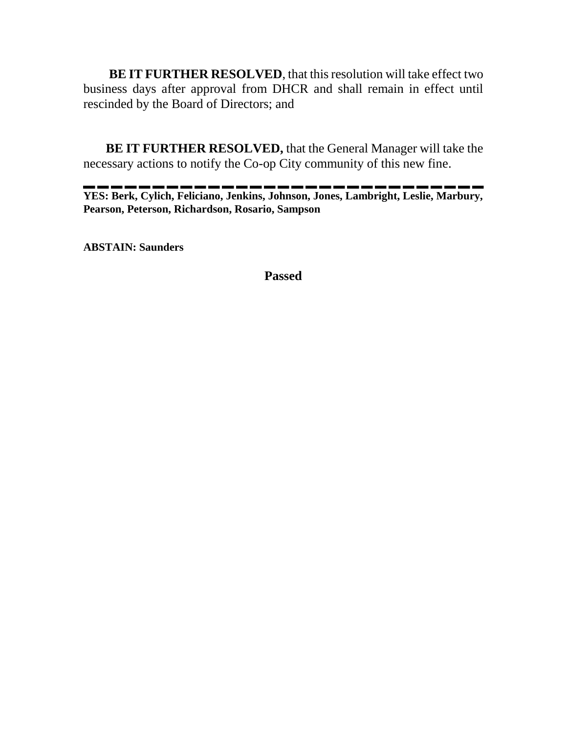**BE IT FURTHER RESOLVED**, that this resolution will take effect two business days after approval from DHCR and shall remain in effect until rescinded by the Board of Directors; and

**BE IT FURTHER RESOLVED,** that the General Manager will take the necessary actions to notify the Co-op City community of this new fine.

---

**YES: Berk, Cylich, Feliciano, Jenkins, Johnson, Jones, Lambright, Leslie, Marbury, Pearson, Peterson, Richardson, Rosario, Sampson**

**ABSTAIN: Saunders**

**Passed**